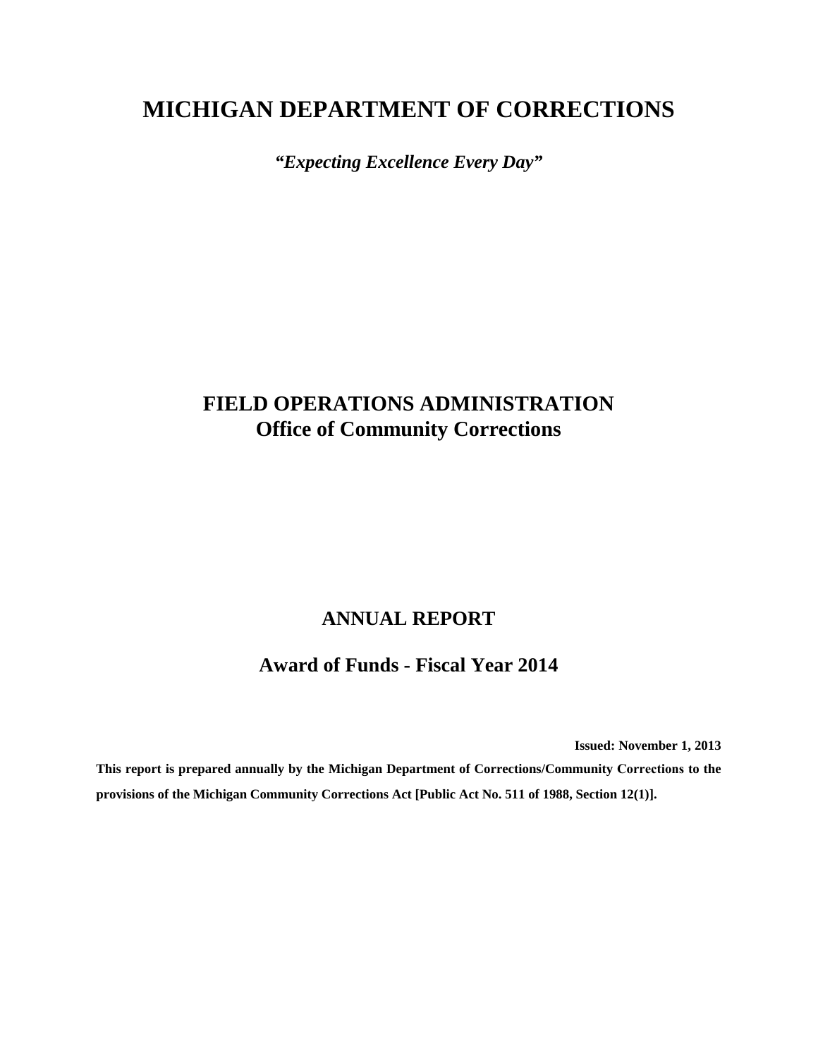# MICHIGAN DEPARTMENT OF CORRECTIONS

***"Expecting Excellence Every Day"***

## FIELD OPERATIONS ADMINISTRATION
## Office of Community Corrections

## ANNUAL REPORT

## Award of Funds - Fiscal Year 2014

**Issued: November 1, 2013**

**This report is prepared annually by the Michigan Department of Corrections/Community Corrections to the provisions of the Michigan Community Corrections Act [Public Act No. 511 of 1988, Section 12(1)].**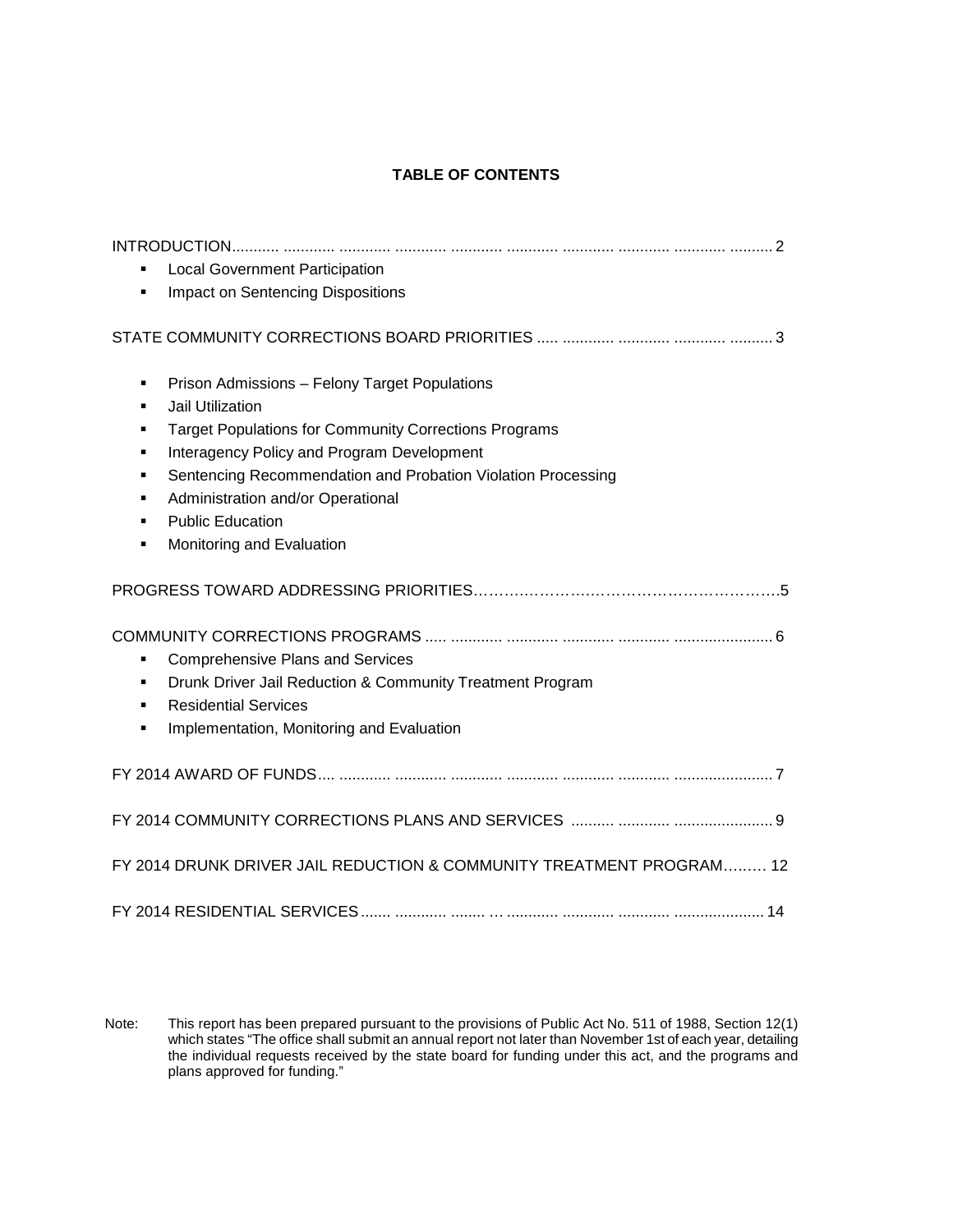# TABLE OF CONTENTS

INTRODUCTION........... ............ ............ ............ ............ ............ ............ ............ ............ .......... 2

- Local Government Participation
- Impact on Sentencing Dispositions

STATE COMMUNITY CORRECTIONS BOARD PRIORITIES ..... ............ ............ ............ .......... 3

- Prison Admissions – Felony Target Populations
- Jail Utilization
- Target Populations for Community Corrections Programs
- Interagency Policy and Program Development
- Sentencing Recommendation and Probation Violation Processing
- Administration and/or Operational
- Public Education
- Monitoring and Evaluation

PROGRESS TOWARD ADDRESSING PRIORITIES……………………………………………………….5

COMMUNITY CORRECTIONS PROGRAMS ..... ............ ............ ............ ............ ....................... 6

- Comprehensive Plans and Services
- Drunk Driver Jail Reduction & Community Treatment Program
- Residential Services
- Implementation, Monitoring and Evaluation

FY 2014 AWARD OF FUNDS.... ............ ............ ............ ............ ............ ............ ....................... 7

FY 2014 COMMUNITY CORRECTIONS PLANS AND SERVICES .......... ............ ....................... 9

FY 2014 DRUNK DRIVER JAIL REDUCTION & COMMUNITY TREATMENT PROGRAM……… 12

FY 2014 RESIDENTIAL SERVICES....... ............ ........ … ............ ............ ............ ..................... 14

Note: This report has been prepared pursuant to the provisions of Public Act No. 511 of 1988, Section 12(1) which states "The office shall submit an annual report not later than November 1st of each year, detailing the individual requests received by the state board for funding under this act, and the programs and plans approved for funding."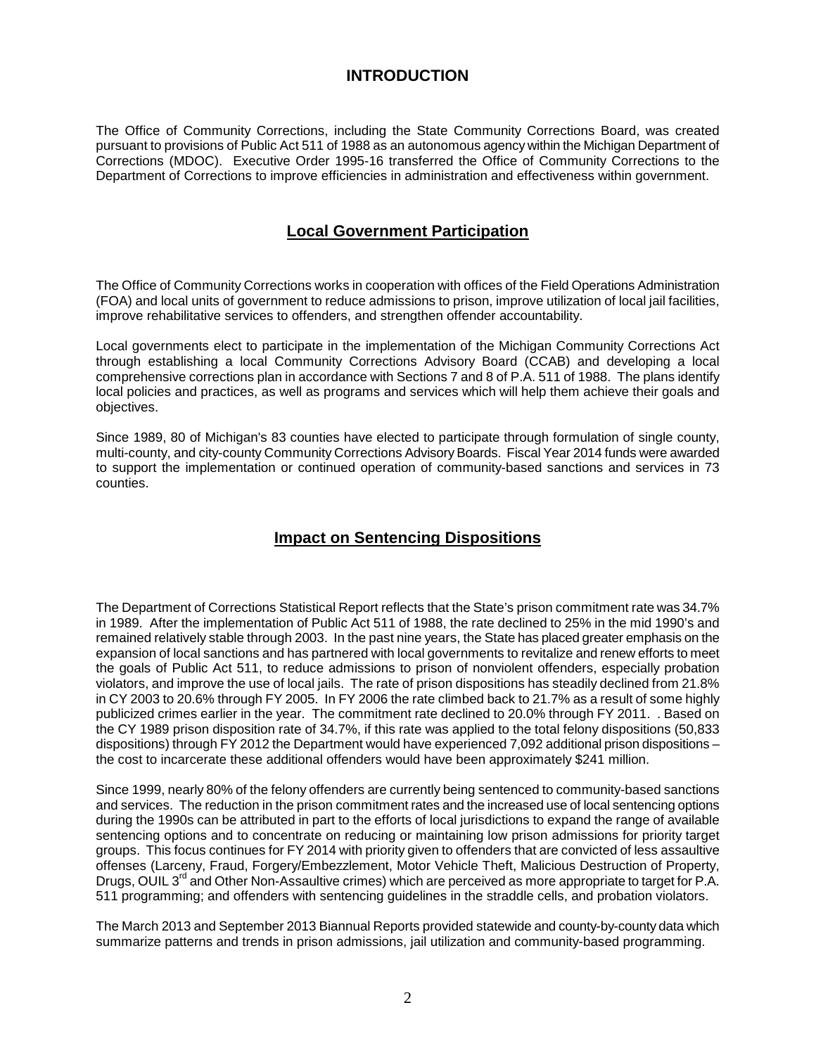# INTRODUCTION

The Office of Community Corrections, including the State Community Corrections Board, was created pursuant to provisions of Public Act 511 of 1988 as an autonomous agency within the Michigan Department of Corrections (MDOC). Executive Order 1995-16 transferred the Office of Community Corrections to the Department of Corrections to improve efficiencies in administration and effectiveness within government.

## Local Government Participation

The Office of Community Corrections works in cooperation with offices of the Field Operations Administration (FOA) and local units of government to reduce admissions to prison, improve utilization of local jail facilities, improve rehabilitative services to offenders, and strengthen offender accountability.

Local governments elect to participate in the implementation of the Michigan Community Corrections Act through establishing a local Community Corrections Advisory Board (CCAB) and developing a local comprehensive corrections plan in accordance with Sections 7 and 8 of P.A. 511 of 1988. The plans identify local policies and practices, as well as programs and services which will help them achieve their goals and objectives.

Since 1989, 80 of Michigan's 83 counties have elected to participate through formulation of single county, multi-county, and city-county Community Corrections Advisory Boards. Fiscal Year 2014 funds were awarded to support the implementation or continued operation of community-based sanctions and services in 73 counties.

## Impact on Sentencing Dispositions

The Department of Corrections Statistical Report reflects that the State's prison commitment rate was 34.7% in 1989. After the implementation of Public Act 511 of 1988, the rate declined to 25% in the mid 1990's and remained relatively stable through 2003. In the past nine years, the State has placed greater emphasis on the expansion of local sanctions and has partnered with local governments to revitalize and renew efforts to meet the goals of Public Act 511, to reduce admissions to prison of nonviolent offenders, especially probation violators, and improve the use of local jails. The rate of prison dispositions has steadily declined from 21.8% in CY 2003 to 20.6% through FY 2005. In FY 2006 the rate climbed back to 21.7% as a result of some highly publicized crimes earlier in the year. The commitment rate declined to 20.0% through FY 2011. . Based on the CY 1989 prison disposition rate of 34.7%, if this rate was applied to the total felony dispositions (50,833 dispositions) through FY 2012 the Department would have experienced 7,092 additional prison dispositions – the cost to incarcerate these additional offenders would have been approximately $241 million.

Since 1999, nearly 80% of the felony offenders are currently being sentenced to community-based sanctions and services. The reduction in the prison commitment rates and the increased use of local sentencing options during the 1990s can be attributed in part to the efforts of local jurisdictions to expand the range of available sentencing options and to concentrate on reducing or maintaining low prison admissions for priority target groups. This focus continues for FY 2014 with priority given to offenders that are convicted of less assaultive offenses (Larceny, Fraud, Forgery/Embezzlement, Motor Vehicle Theft, Malicious Destruction of Property, Drugs, OUIL 3rd and Other Non-Assaultive crimes) which are perceived as more appropriate to target for P.A. 511 programming; and offenders with sentencing guidelines in the straddle cells, and probation violators.

The March 2013 and September 2013 Biannual Reports provided statewide and county-by-county data which summarize patterns and trends in prison admissions, jail utilization and community-based programming.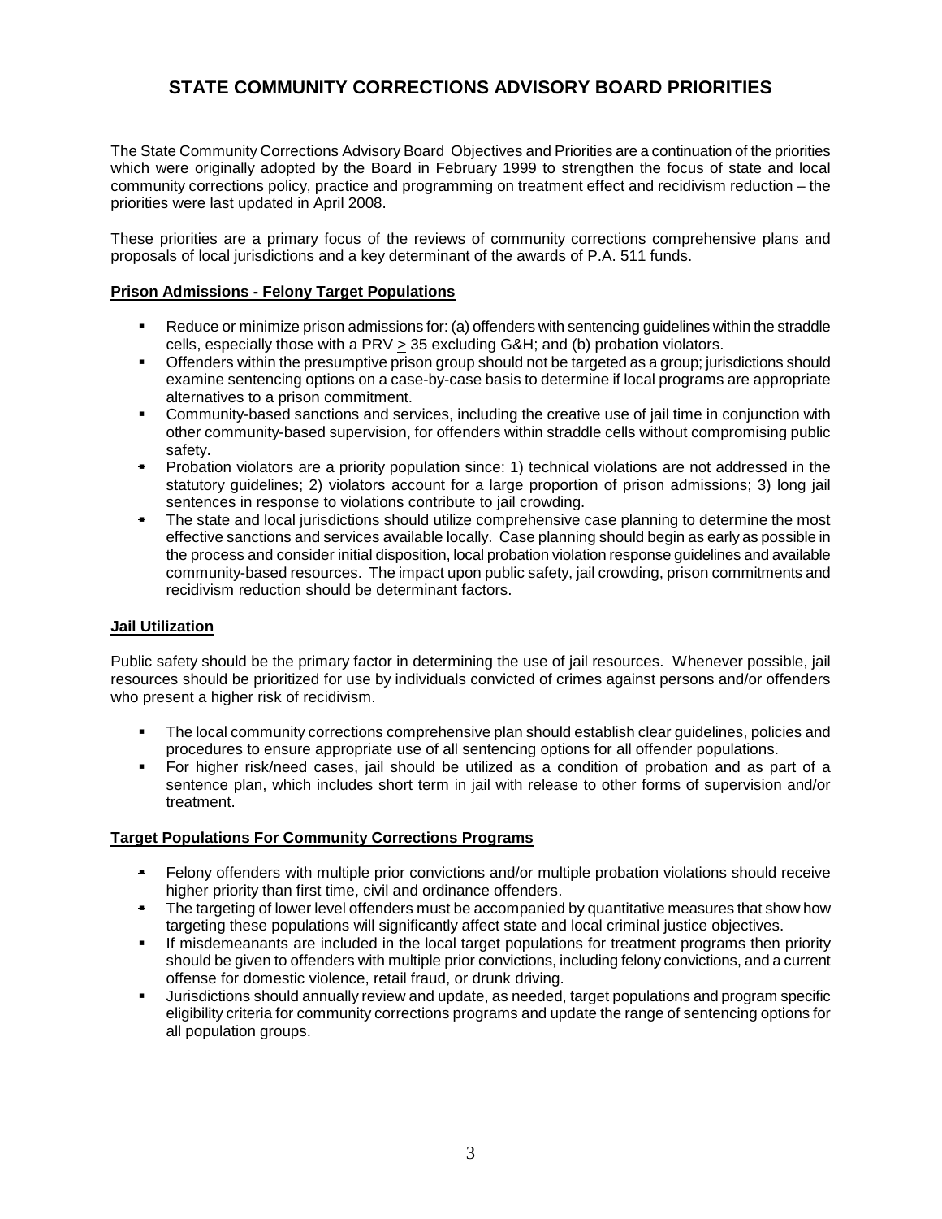# STATE COMMUNITY CORRECTIONS ADVISORY BOARD PRIORITIES

The State Community Corrections Advisory Board Objectives and Priorities are a continuation of the priorities which were originally adopted by the Board in February 1999 to strengthen the focus of state and local community corrections policy, practice and programming on treatment effect and recidivism reduction – the priorities were last updated in April 2008.

These priorities are a primary focus of the reviews of community corrections comprehensive plans and proposals of local jurisdictions and a key determinant of the awards of P.A. 511 funds.

**Prison Admissions - Felony Target Populations**

- Reduce or minimize prison admissions for: (a) offenders with sentencing guidelines within the straddle cells, especially those with a PRV $\geq$ 35 excluding G&H; and (b) probation violators.
- Offenders within the presumptive prison group should not be targeted as a group; jurisdictions should examine sentencing options on a case-by-case basis to determine if local programs are appropriate alternatives to a prison commitment.
- Community-based sanctions and services, including the creative use of jail time in conjunction with other community-based supervision, for offenders within straddle cells without compromising public safety.
- Probation violators are a priority population since: 1) technical violations are not addressed in the statutory guidelines; 2) violators account for a large proportion of prison admissions; 3) long jail sentences in response to violations contribute to jail crowding.
- The state and local jurisdictions should utilize comprehensive case planning to determine the most effective sanctions and services available locally. Case planning should begin as early as possible in the process and consider initial disposition, local probation violation response guidelines and available community-based resources. The impact upon public safety, jail crowding, prison commitments and recidivism reduction should be determinant factors.

**Jail Utilization**

Public safety should be the primary factor in determining the use of jail resources. Whenever possible, jail resources should be prioritized for use by individuals convicted of crimes against persons and/or offenders who present a higher risk of recidivism.

- The local community corrections comprehensive plan should establish clear guidelines, policies and procedures to ensure appropriate use of all sentencing options for all offender populations.
- For higher risk/need cases, jail should be utilized as a condition of probation and as part of a sentence plan, which includes short term in jail with release to other forms of supervision and/or treatment.

**Target Populations For Community Corrections Programs**

- Felony offenders with multiple prior convictions and/or multiple probation violations should receive higher priority than first time, civil and ordinance offenders.
- The targeting of lower level offenders must be accompanied by quantitative measures that show how targeting these populations will significantly affect state and local criminal justice objectives.
- If misdemeanants are included in the local target populations for treatment programs then priority should be given to offenders with multiple prior convictions, including felony convictions, and a current offense for domestic violence, retail fraud, or drunk driving.
- Jurisdictions should annually review and update, as needed, target populations and program specific eligibility criteria for community corrections programs and update the range of sentencing options for all population groups.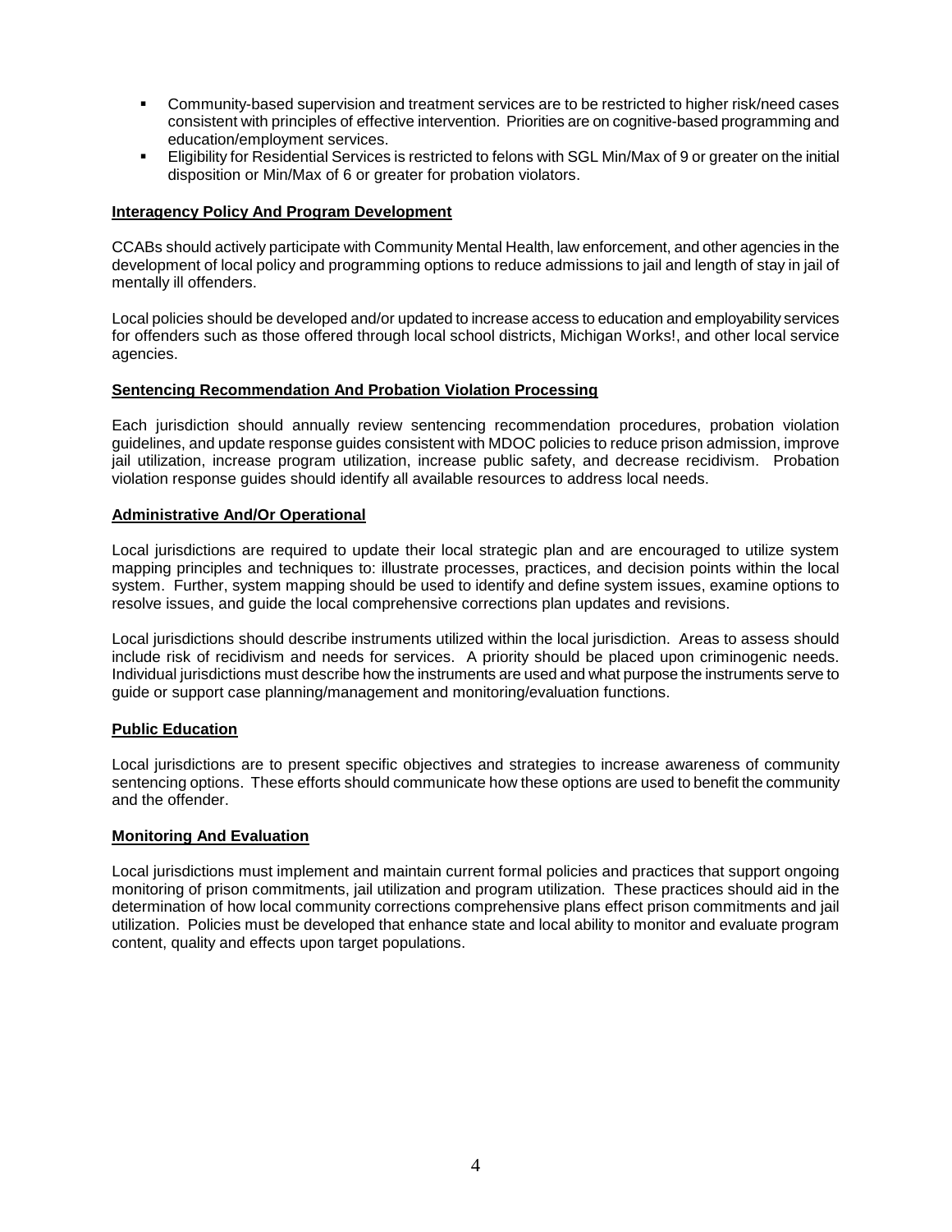- Community-based supervision and treatment services are to be restricted to higher risk/need cases consistent with principles of effective intervention. Priorities are on cognitive-based programming and education/employment services.
- Eligibility for Residential Services is restricted to felons with SGL Min/Max of 9 or greater on the initial disposition or Min/Max of 6 or greater for probation violators.

**Interagency Policy And Program Development**

CCABs should actively participate with Community Mental Health, law enforcement, and other agencies in the development of local policy and programming options to reduce admissions to jail and length of stay in jail of mentally ill offenders.

Local policies should be developed and/or updated to increase access to education and employability services for offenders such as those offered through local school districts, Michigan Works!, and other local service agencies.

**Sentencing Recommendation And Probation Violation Processing**

Each jurisdiction should annually review sentencing recommendation procedures, probation violation guidelines, and update response guides consistent with MDOC policies to reduce prison admission, improve jail utilization, increase program utilization, increase public safety, and decrease recidivism. Probation violation response guides should identify all available resources to address local needs.

**Administrative And/Or Operational**

Local jurisdictions are required to update their local strategic plan and are encouraged to utilize system mapping principles and techniques to: illustrate processes, practices, and decision points within the local system. Further, system mapping should be used to identify and define system issues, examine options to resolve issues, and guide the local comprehensive corrections plan updates and revisions.

Local jurisdictions should describe instruments utilized within the local jurisdiction. Areas to assess should include risk of recidivism and needs for services. A priority should be placed upon criminogenic needs. Individual jurisdictions must describe how the instruments are used and what purpose the instruments serve to guide or support case planning/management and monitoring/evaluation functions.

**Public Education**

Local jurisdictions are to present specific objectives and strategies to increase awareness of community sentencing options. These efforts should communicate how these options are used to benefit the community and the offender.

**Monitoring And Evaluation**

Local jurisdictions must implement and maintain current formal policies and practices that support ongoing monitoring of prison commitments, jail utilization and program utilization. These practices should aid in the determination of how local community corrections comprehensive plans effect prison commitments and jail utilization. Policies must be developed that enhance state and local ability to monitor and evaluate program content, quality and effects upon target populations.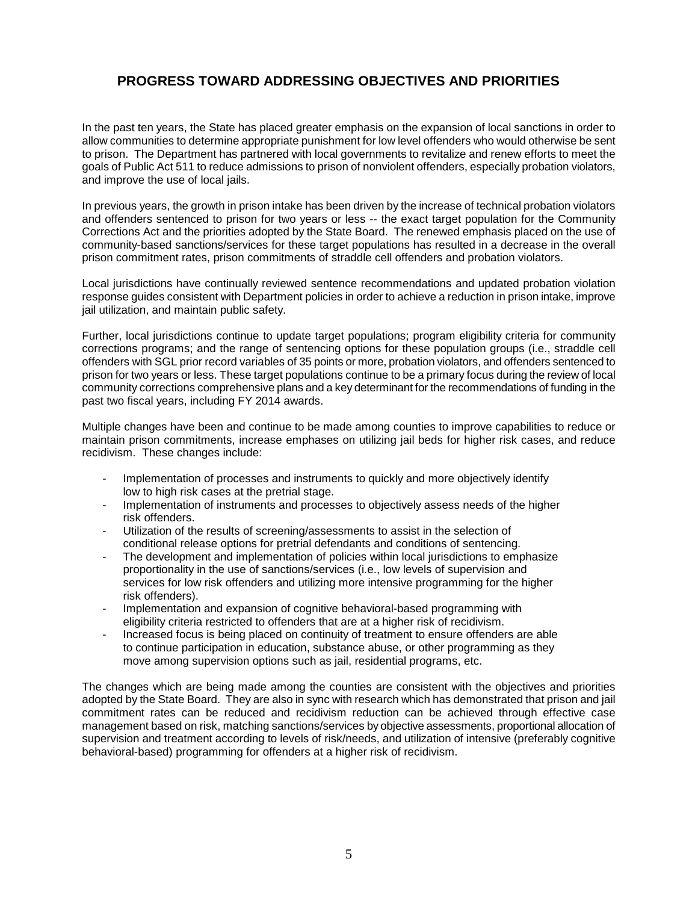## PROGRESS TOWARD ADDRESSING OBJECTIVES AND PRIORITIES

In the past ten years, the State has placed greater emphasis on the expansion of local sanctions in order to allow communities to determine appropriate punishment for low level offenders who would otherwise be sent to prison. The Department has partnered with local governments to revitalize and renew efforts to meet the goals of Public Act 511 to reduce admissions to prison of nonviolent offenders, especially probation violators, and improve the use of local jails.

In previous years, the growth in prison intake has been driven by the increase of technical probation violators and offenders sentenced to prison for two years or less -- the exact target population for the Community Corrections Act and the priorities adopted by the State Board. The renewed emphasis placed on the use of community-based sanctions/services for these target populations has resulted in a decrease in the overall prison commitment rates, prison commitments of straddle cell offenders and probation violators.

Local jurisdictions have continually reviewed sentence recommendations and updated probation violation response guides consistent with Department policies in order to achieve a reduction in prison intake, improve jail utilization, and maintain public safety.

Further, local jurisdictions continue to update target populations; program eligibility criteria for community corrections programs; and the range of sentencing options for these population groups (i.e., straddle cell offenders with SGL prior record variables of 35 points or more, probation violators, and offenders sentenced to prison for two years or less. These target populations continue to be a primary focus during the review of local community corrections comprehensive plans and a key determinant for the recommendations of funding in the past two fiscal years, including FY 2014 awards.

Multiple changes have been and continue to be made among counties to improve capabilities to reduce or maintain prison commitments, increase emphases on utilizing jail beds for higher risk cases, and reduce recidivism. These changes include:

- Implementation of processes and instruments to quickly and more objectively identify low to high risk cases at the pretrial stage.
- Implementation of instruments and processes to objectively assess needs of the higher risk offenders.
- Utilization of the results of screening/assessments to assist in the selection of conditional release options for pretrial defendants and conditions of sentencing.
- The development and implementation of policies within local jurisdictions to emphasize proportionality in the use of sanctions/services (i.e., low levels of supervision and services for low risk offenders and utilizing more intensive programming for the higher risk offenders).
- Implementation and expansion of cognitive behavioral-based programming with eligibility criteria restricted to offenders that are at a higher risk of recidivism.
- Increased focus is being placed on continuity of treatment to ensure offenders are able to continue participation in education, substance abuse, or other programming as they move among supervision options such as jail, residential programs, etc.

The changes which are being made among the counties are consistent with the objectives and priorities adopted by the State Board. They are also in sync with research which has demonstrated that prison and jail commitment rates can be reduced and recidivism reduction can be achieved through effective case management based on risk, matching sanctions/services by objective assessments, proportional allocation of supervision and treatment according to levels of risk/needs, and utilization of intensive (preferably cognitive behavioral-based) programming for offenders at a higher risk of recidivism.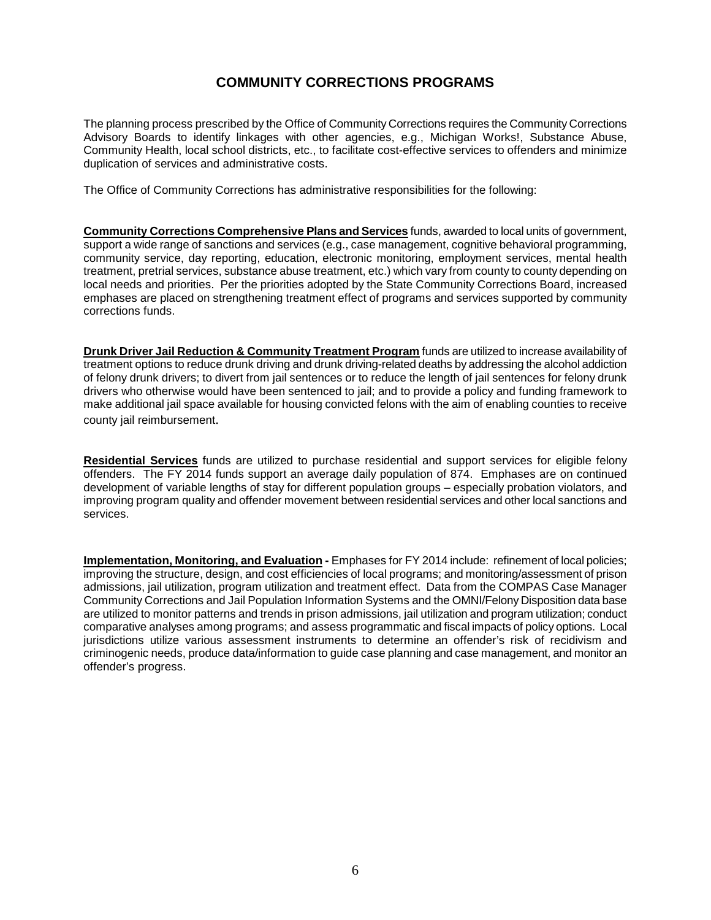# COMMUNITY CORRECTIONS PROGRAMS

The planning process prescribed by the Office of Community Corrections requires the Community Corrections Advisory Boards to identify linkages with other agencies, e.g., Michigan Works!, Substance Abuse, Community Health, local school districts, etc., to facilitate cost-effective services to offenders and minimize duplication of services and administrative costs.

The Office of Community Corrections has administrative responsibilities for the following:

**Community Corrections Comprehensive Plans and Services** funds, awarded to local units of government, support a wide range of sanctions and services (e.g., case management, cognitive behavioral programming, community service, day reporting, education, electronic monitoring, employment services, mental health treatment, pretrial services, substance abuse treatment, etc.) which vary from county to county depending on local needs and priorities. Per the priorities adopted by the State Community Corrections Board, increased emphases are placed on strengthening treatment effect of programs and services supported by community corrections funds.

**Drunk Driver Jail Reduction & Community Treatment Program** funds are utilized to increase availability of treatment options to reduce drunk driving and drunk driving-related deaths by addressing the alcohol addiction of felony drunk drivers; to divert from jail sentences or to reduce the length of jail sentences for felony drunk drivers who otherwise would have been sentenced to jail; and to provide a policy and funding framework to make additional jail space available for housing convicted felons with the aim of enabling counties to receive county jail reimbursement.

**Residential Services** funds are utilized to purchase residential and support services for eligible felony offenders. The FY 2014 funds support an average daily population of 874. Emphases are on continued development of variable lengths of stay for different population groups – especially probation violators, and improving program quality and offender movement between residential services and other local sanctions and services.

**Implementation, Monitoring, and Evaluation -** Emphases for FY 2014 include: refinement of local policies; improving the structure, design, and cost efficiencies of local programs; and monitoring/assessment of prison admissions, jail utilization, program utilization and treatment effect. Data from the COMPAS Case Manager Community Corrections and Jail Population Information Systems and the OMNI/Felony Disposition data base are utilized to monitor patterns and trends in prison admissions, jail utilization and program utilization; conduct comparative analyses among programs; and assess programmatic and fiscal impacts of policy options. Local jurisdictions utilize various assessment instruments to determine an offender's risk of recidivism and criminogenic needs, produce data/information to guide case planning and case management, and monitor an offender's progress.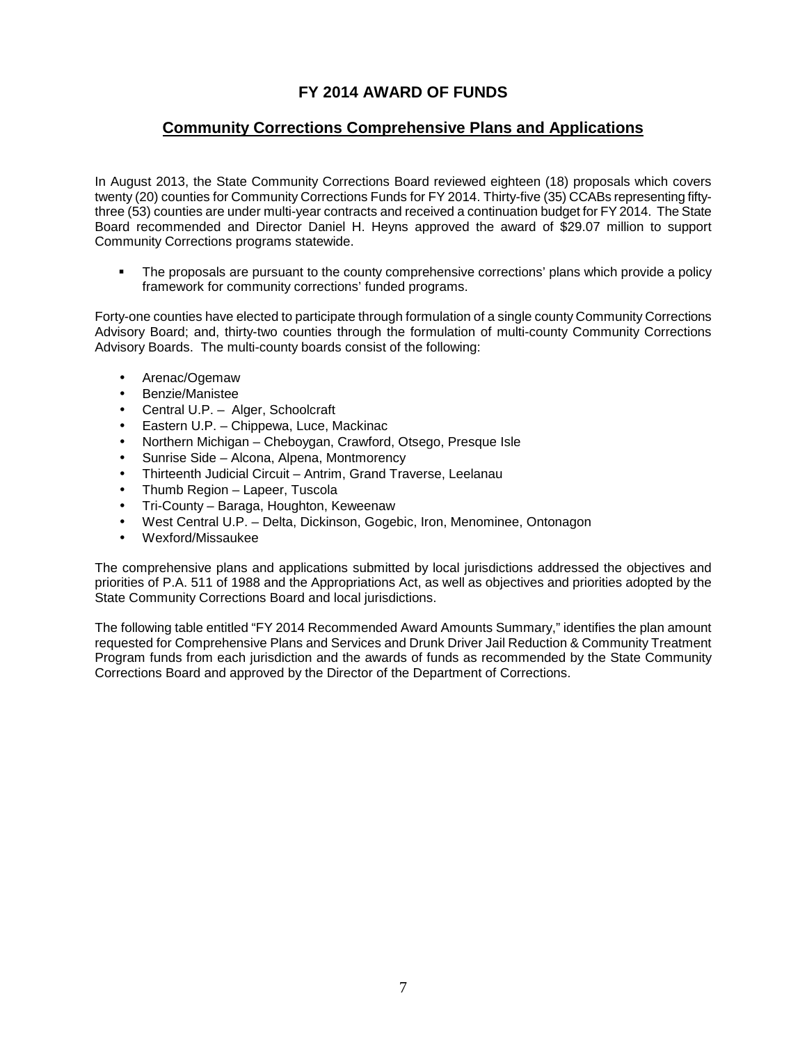# FY 2014 AWARD OF FUNDS

## Community Corrections Comprehensive Plans and Applications

In August 2013, the State Community Corrections Board reviewed eighteen (18) proposals which covers twenty (20) counties for Community Corrections Funds for FY 2014. Thirty-five (35) CCABs representing fifty-three (53) counties are under multi-year contracts and received a continuation budget for FY 2014. The State Board recommended and Director Daniel H. Heyns approved the award of $29.07 million to support Community Corrections programs statewide.

- The proposals are pursuant to the county comprehensive corrections' plans which provide a policy framework for community corrections' funded programs.

Forty-one counties have elected to participate through formulation of a single county Community Corrections Advisory Board; and, thirty-two counties through the formulation of multi-county Community Corrections Advisory Boards. The multi-county boards consist of the following:

- Arenac/Ogemaw
- Benzie/Manistee
- Central U.P. – Alger, Schoolcraft
- Eastern U.P. – Chippewa, Luce, Mackinac
- Northern Michigan – Cheboygan, Crawford, Otsego, Presque Isle
- Sunrise Side – Alcona, Alpena, Montmorency
- Thirteenth Judicial Circuit – Antrim, Grand Traverse, Leelanau
- Thumb Region – Lapeer, Tuscola
- Tri-County – Baraga, Houghton, Keweenaw
- West Central U.P. – Delta, Dickinson, Gogebic, Iron, Menominee, Ontonagon
- Wexford/Missaukee

The comprehensive plans and applications submitted by local jurisdictions addressed the objectives and priorities of P.A. 511 of 1988 and the Appropriations Act, as well as objectives and priorities adopted by the State Community Corrections Board and local jurisdictions.

The following table entitled "FY 2014 Recommended Award Amounts Summary," identifies the plan amount requested for Comprehensive Plans and Services and Drunk Driver Jail Reduction & Community Treatment Program funds from each jurisdiction and the awards of funds as recommended by the State Community Corrections Board and approved by the Director of the Department of Corrections.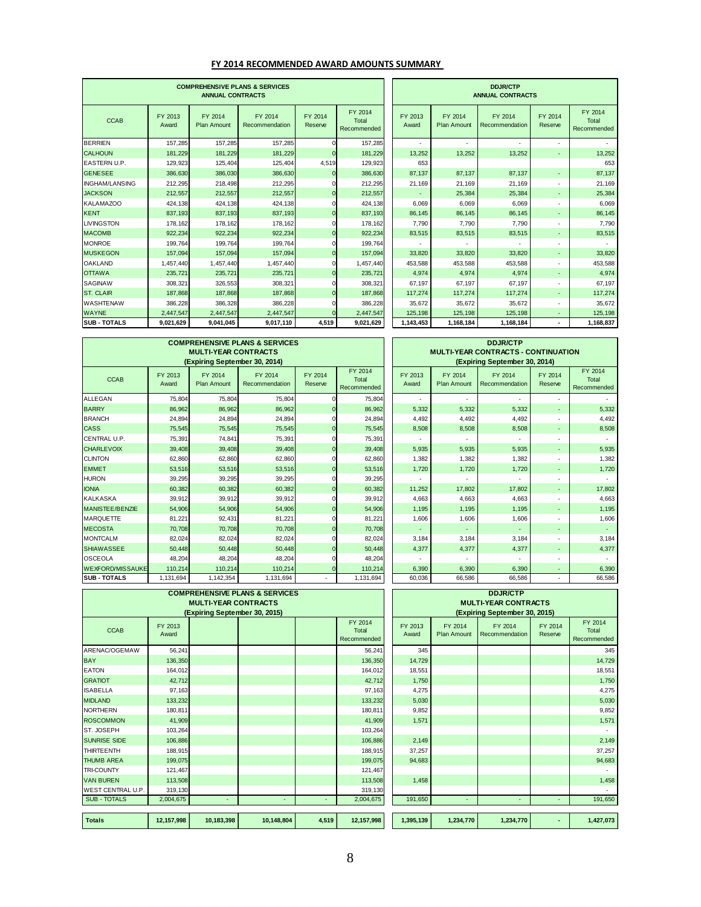## FY 2014 RECOMMENDED AWARD AMOUNTS SUMMARY

| | COMPREHENSIVE PLANS & SERVICES ANNUAL CONTRACTS | | | | | DDJR/CTP ANNUAL CONTRACTS | | | | |
|---|---|---|---|---|---|---|---|---|---|---|
| CCAB | FY 2013 Award | FY 2014 Plan Amount | FY 2014 Recommendation | FY 2014 Reserve | FY 2014 Total Recommended | FY 2013 Award | FY 2014 Plan Amount | FY 2014 Recommendation | FY 2014 Reserve | FY 2014 Total Recommended |
| BERRIEN | 157,285 | 157,285 | 157,285 | 0 | 157,285 | - | - | - | - | - |
| CALHOUN | 181,229 | 181,229 | 181,229 | 0 | 181,229 | 13,252 | 13,252 | 13,252 | - | 13,252 |
| EASTERN U.P. | 129,923 | 125,404 | 125,404 | 4,519 | 129,923 | 653 | | | | 653 |
| GENESEE | 386,630 | 386,030 | 386,630 | 0 | 386,630 | 87,137 | 87,137 | 87,137 | - | 87,137 |
| INGHAM/LANSING | 212,295 | 218,498 | 212,295 | 0 | 212,295 | 21,169 | 21,169 | 21,169 | - | 21,169 |
| JACKSON | 212,557 | 212,557 | 212,557 | 0 | 212,557 | - | 25,384 | 25,384 | - | 25,384 |
| KALAMAZOO | 424,138 | 424,138 | 424,138 | 0 | 424,138 | 6,069 | 6,069 | 6,069 | - | 6,069 |
| KENT | 837,193 | 837,193 | 837,193 | 0 | 837,193 | 86,145 | 86,145 | 86,145 | - | 86,145 |
| LIVINGSTON | 178,162 | 178,162 | 178,162 | 0 | 178,162 | 7,790 | 7,790 | 7,790 | - | 7,790 |
| MACOMB | 922,234 | 922,234 | 922,234 | 0 | 922,234 | 83,515 | 83,515 | 83,515 | - | 83,515 |
| MONROE | 199,764 | 199,764 | 199,764 | 0 | 199,764 | - | - | - | - | - |
| MUSKEGON | 157,094 | 157,094 | 157,094 | 0 | 157,094 | 33,820 | 33,820 | 33,820 | - | 33,820 |
| OAKLAND | 1,457,440 | 1,457,440 | 1,457,440 | 0 | 1,457,440 | 453,588 | 453,588 | 453,588 | - | 453,588 |
| OTTAWA | 235,721 | 235,721 | 235,721 | 0 | 235,721 | 4,974 | 4,974 | 4,974 | - | 4,974 |
| SAGINAW | 308,321 | 326,553 | 308,321 | 0 | 308,321 | 67,197 | 67,197 | 67,197 | - | 67,197 |
| ST. CLAIR | 187,868 | 187,868 | 187,868 | 0 | 187,868 | 117,274 | 117,274 | 117,274 | - | 117,274 |
| WASHTENAW | 386,228 | 386,328 | 386,228 | 0 | 386,228 | 35,672 | 35,672 | 35,672 | - | 35,672 |
| WAYNE | 2,447,547 | 2,447,547 | 2,447,547 | 0 | 2,447,547 | 125,198 | 125,198 | 125,198 | - | 125,198 |
| **SUB - TOTALS** | **9,021,629** | **9,041,045** | **9,017,110** | **4,519** | **9,021,629** | **1,143,453** | **1,168,184** | **1,168,184** | **-** | **1,168,837** |

| | COMPREHENSIVE PLANS & SERVICES MULTI-YEAR CONTRACTS (Expiring September 30, 2014) | | | | | DDJR/CTP MULTI-YEAR CONTRACTS - CONTINUATION (Expiring September 30, 2014) | | | | |
|---|---|---|---|---|---|---|---|---|---|---|
| CCAB | FY 2013 Award | FY 2014 Plan Amount | FY 2014 Recommendation | FY 2014 Reserve | FY 2014 Total Recommended | FY 2013 Award | FY 2014 Plan Amount | FY 2014 Recommendation | FY 2014 Reserve | FY 2014 Total Recommended |
| ALLEGAN | 75,804 | 75,804 | 75,804 | 0 | 75,804 | - | - | - | - | - |
| BARRY | 86,962 | 86,962 | 86,962 | 0 | 86,962 | 5,332 | 5,332 | 5,332 | - | 5,332 |
| BRANCH | 24,894 | 24,894 | 24,894 | 0 | 24,894 | 4,492 | 4,492 | 4,492 | - | 4,492 |
| CASS | 75,545 | 75,545 | 75,545 | 0 | 75,545 | 8,508 | 8,508 | 8,508 | - | 8,508 |
| CENTRAL U.P. | 75,391 | 74,841 | 75,391 | 0 | 75,391 | - | - | - | - | - |
| CHARLEVOIX | 39,408 | 39,408 | 39,408 | 0 | 39,408 | 5,935 | 5,935 | 5,935 | - | 5,935 |
| CLINTON | 62,860 | 62,860 | 62,860 | 0 | 62,860 | 1,382 | 1,382 | 1,382 | - | 1,382 |
| EMMET | 53,516 | 53,516 | 53,516 | 0 | 53,516 | 1,720 | 1,720 | 1,720 | - | 1,720 |
| HURON | 39,295 | 39,295 | 39,295 | 0 | 39,295 | - | - | - | - | - |
| IONIA | 60,382 | 60,382 | 60,382 | 0 | 60,382 | 11,252 | 17,802 | 17,802 | - | 17,802 |
| KALKASKA | 39,912 | 39,912 | 39,912 | 0 | 39,912 | 4,663 | 4,663 | 4,663 | - | 4,663 |
| MANISTEE/BENZIE | 54,906 | 54,906 | 54,906 | 0 | 54,906 | 1,195 | 1,195 | 1,195 | - | 1,195 |
| MARQUETTE | 81,221 | 92,431 | 81,221 | 0 | 81,221 | 1,606 | 1,606 | 1,606 | - | 1,606 |
| MECOSTA | 70,708 | 70,708 | 70,708 | 0 | 70,708 | - | - | - | - | - |
| MONTCALM | 82,024 | 82,024 | 82,024 | 0 | 82,024 | 3,184 | 3,184 | 3,184 | - | 3,184 |
| SHIAWASSEE | 50,448 | 50,448 | 50,448 | 0 | 50,448 | 4,377 | 4,377 | 4,377 | - | 4,377 |
| OSCEOLA | 48,204 | 48,204 | 48,204 | 0 | 48,204 | - | - | - | - | - |
| WEXFORD/MISSAUKEE | 110,214 | 110,214 | 110,214 | 0 | 110,214 | 6,390 | 6,390 | 6,390 | - | 6,390 |
| **SUB - TOTALS** | 1,131,694 | 1,142,354 | 1,131,694 | - | 1,131,694 | 60,036 | 66,586 | 66,586 | - | 66,586 |

| | COMPREHENSIVE PLANS & SERVICES MULTI-YEAR CONTRACTS (Expiring September 30, 2015) | | | | | DDJR/CTP MULTI-YEAR CONTRACTS (Expiring September 30, 2015) | | | | |
|---|---|---|---|---|---|---|---|---|---|---|
| CCAB | FY 2013 Award | | | | FY 2014 Total Recommended | FY 2013 Award | FY 2014 Plan Amount | FY 2014 Recommendation | FY 2014 Reserve | FY 2014 Total Recommended |
| ARENAC/OGEMAW | 56,241 | | | | 56,241 | 345 | | | | 345 |
| BAY | 136,350 | | | | 136,350 | 14,729 | | | | 14,729 |
| EATON | 164,012 | | | | 164,012 | 18,551 | | | | 18,551 |
| GRATIOT | 42,712 | | | | 42,712 | 1,750 | | | | 1,750 |
| ISABELLA | 97,163 | | | | 97,163 | 4,275 | | | | 4,275 |
| MIDLAND | 133,232 | | | | 133,232 | 5,030 | | | | 5,030 |
| NORTHERN | 180,811 | | | | 180,811 | 9,852 | | | | 9,852 |
| ROSCOMMON | 41,909 | | | | 41,909 | 1,571 | | | | 1,571 |
| ST. JOSEPH | 103,264 | | | | 103,264 | | | | | - |
| SUNRISE SIDE | 106,886 | | | | 106,886 | 2,149 | | | | 2,149 |
| THIRTEENTH | 188,915 | | | | 188,915 | 37,257 | | | | 37,257 |
| THUMB AREA | 199,075 | | | | 199,075 | 94,683 | | | | 94,683 |
| TRI-COUNTY | 121,467 | | | | 121,467 | | | | | - |
| VAN BUREN | 113,508 | | | | 113,508 | 1,458 | | | | 1,458 |
| WEST CENTRAL U.P. | 319,130 | | | | 319,130 | | | | | - |
| SUB - TOTALS | 2,004,675 | - | - | - | 2,004,675 | 191,650 | - | - | - | 191,650 |
| **Totals** | **12,157,998** | **10,183,398** | **10,148,804** | **4,519** | **12,157,998** | **1,395,139** | **1,234,770** | **1,234,770** | **-** | **1,427,073** |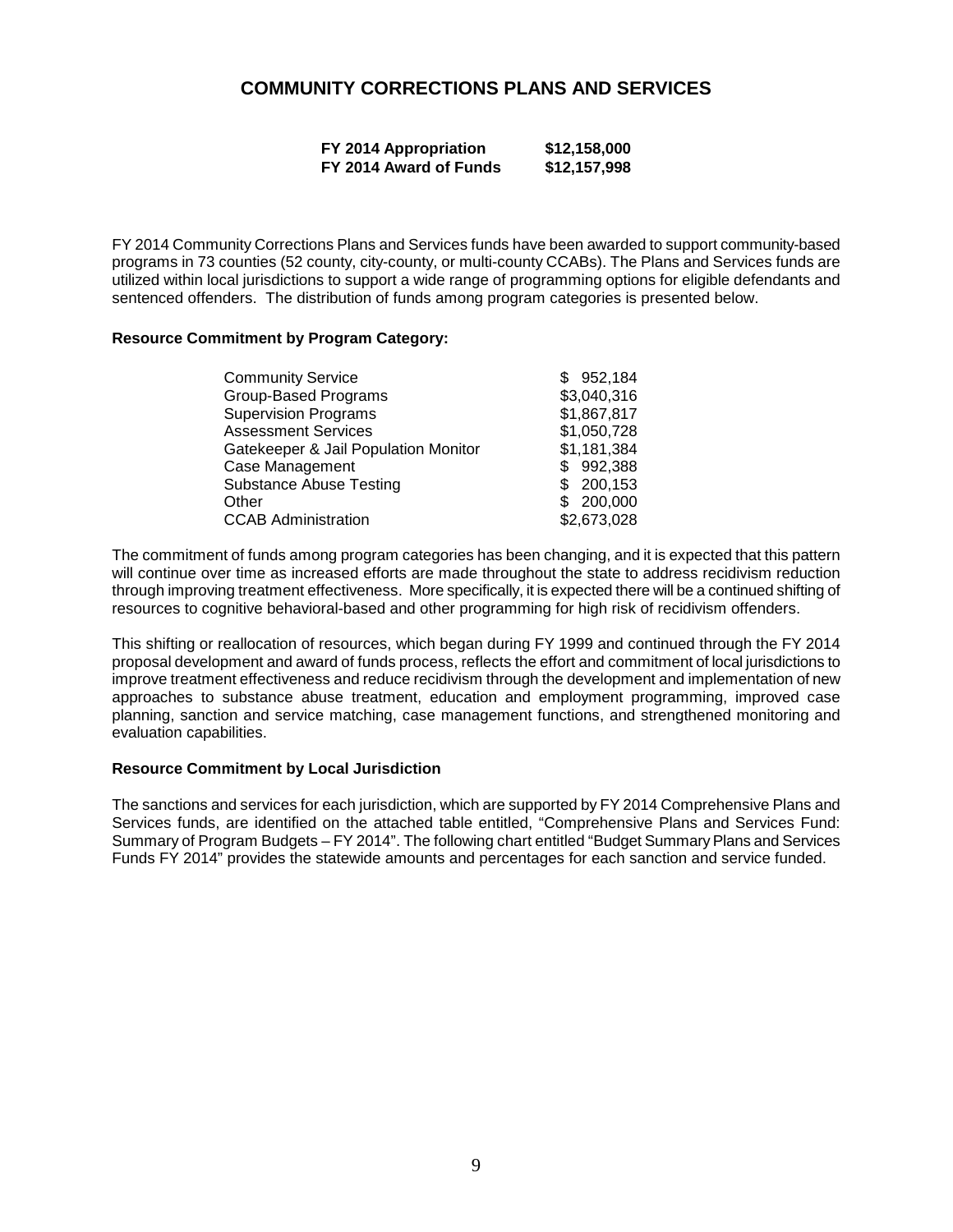# COMMUNITY CORRECTIONS PLANS AND SERVICES

| | |
|---|---|
| **FY 2014 Appropriation** | **$12,158,000** |
| **FY 2014 Award of Funds** | **$12,157,998** |

FY 2014 Community Corrections Plans and Services funds have been awarded to support community-based programs in 73 counties (52 county, city-county, or multi-county CCABs). The Plans and Services funds are utilized within local jurisdictions to support a wide range of programming options for eligible defendants and sentenced offenders. The distribution of funds among program categories is presented below.

**Resource Commitment by Program Category:**

| | |
|---|---|
| Community Service | $ 952,184 |
| Group-Based Programs | $3,040,316 |
| Supervision Programs | $1,867,817 |
| Assessment Services | $1,050,728 |
| Gatekeeper & Jail Population Monitor | $1,181,384 |
| Case Management | $ 992,388 |
| Substance Abuse Testing | $ 200,153 |
| Other | $ 200,000 |
| CCAB Administration | $2,673,028 |

The commitment of funds among program categories has been changing, and it is expected that this pattern will continue over time as increased efforts are made throughout the state to address recidivism reduction through improving treatment effectiveness. More specifically, it is expected there will be a continued shifting of resources to cognitive behavioral-based and other programming for high risk of recidivism offenders.

This shifting or reallocation of resources, which began during FY 1999 and continued through the FY 2014 proposal development and award of funds process, reflects the effort and commitment of local jurisdictions to improve treatment effectiveness and reduce recidivism through the development and implementation of new approaches to substance abuse treatment, education and employment programming, improved case planning, sanction and service matching, case management functions, and strengthened monitoring and evaluation capabilities.

**Resource Commitment by Local Jurisdiction**

The sanctions and services for each jurisdiction, which are supported by FY 2014 Comprehensive Plans and Services funds, are identified on the attached table entitled, "Comprehensive Plans and Services Fund: Summary of Program Budgets – FY 2014". The following chart entitled "Budget Summary Plans and Services Funds FY 2014" provides the statewide amounts and percentages for each sanction and service funded.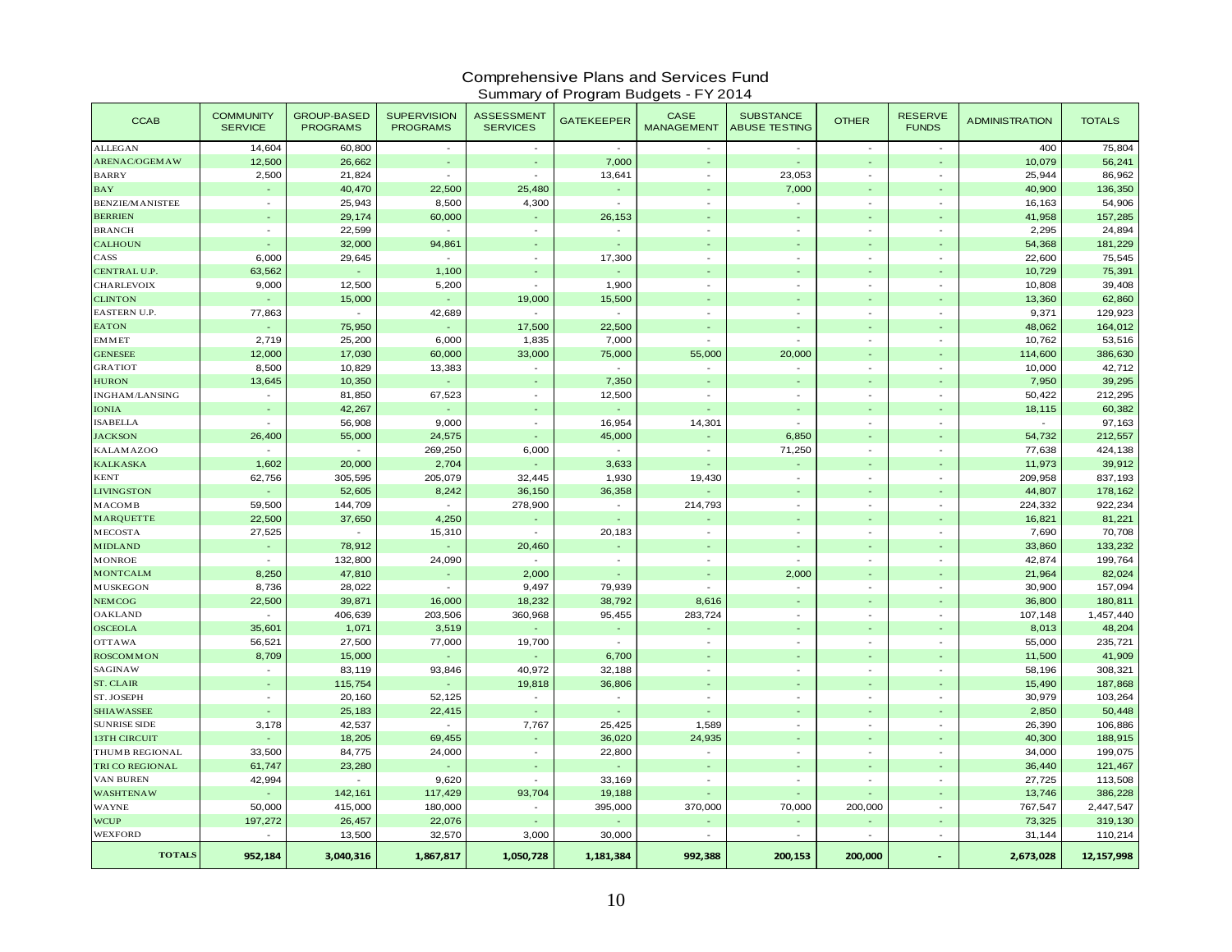# Comprehensive Plans and Services Fund

## Summary of Program Budgets - FY 2014

| CCAB | COMMUNITY SERVICE | GROUP-BASED PROGRAMS | SUPERVISION PROGRAMS | ASSESSMENT SERVICES | GATEKEEPER | CASE MANAGEMENT | SUBSTANCE ABUSE TESTING | OTHER | RESERVE FUNDS | ADMINISTRATION | TOTALS |
|---|---|---|---|---|---|---|---|---|---|---|---|
| ALLEGAN | 14,604 | 60,800 | - | - | - | - | - | - | - | 400 | 75,804 |
| ARENAC/OGEMAW | 12,500 | 26,662 | - | - | 7,000 | - | - | - | - | 10,079 | 56,241 |
| BARRY | 2,500 | 21,824 | - | - | 13,641 | - | 23,053 | - | - | 25,944 | 86,962 |
| BAY | - | 40,470 | 22,500 | 25,480 | - | - | 7,000 | - | - | 40,900 | 136,350 |
| BENZIE/MANISTEE | - | 25,943 | 8,500 | 4,300 | - | - | - | - | - | 16,163 | 54,906 |
| BERRIEN | - | 29,174 | 60,000 | - | 26,153 | - | - | - | - | 41,958 | 157,285 |
| BRANCH | - | 22,599 | - | - | - | - | - | - | - | 2,295 | 24,894 |
| CALHOUN | - | 32,000 | 94,861 | - | - | - | - | - | - | 54,368 | 181,229 |
| CASS | 6,000 | 29,645 | - | - | 17,300 | - | - | - | - | 22,600 | 75,545 |
| CENTRAL U.P. | 63,562 | - | 1,100 | - | - | - | - | - | - | 10,729 | 75,391 |
| CHARLEVOIX | 9,000 | 12,500 | 5,200 | - | 1,900 | - | - | - | - | 10,808 | 39,408 |
| CLINTON | - | 15,000 | - | 19,000 | 15,500 | - | - | - | - | 13,360 | 62,860 |
| EASTERN U.P. | 77,863 | - | 42,689 | - | - | - | - | - | - | 9,371 | 129,923 |
| EATON | - | 75,950 | - | 17,500 | 22,500 | - | - | - | - | 48,062 | 164,012 |
| EMMET | 2,719 | 25,200 | 6,000 | 1,835 | 7,000 | - | - | - | - | 10,762 | 53,516 |
| GENESEE | 12,000 | 17,030 | 60,000 | 33,000 | 75,000 | 55,000 | 20,000 | - | - | 114,600 | 386,630 |
| GRATIOT | 8,500 | 10,829 | 13,383 | - | - | - | - | - | - | 10,000 | 42,712 |
| HURON | 13,645 | 10,350 | - | - | 7,350 | - | - | - | - | 7,950 | 39,295 |
| INGHAM/LANSING | - | 81,850 | 67,523 | - | 12,500 | - | - | - | - | 50,422 | 212,295 |
| IONIA | - | 42,267 | - | - | - | - | - | - | - | 18,115 | 60,382 |
| ISABELLA | - | 56,908 | 9,000 | - | 16,954 | 14,301 | - | - | - | - | 97,163 |
| JACKSON | 26,400 | 55,000 | 24,575 | - | 45,000 | - | 6,850 | - | - | 54,732 | 212,557 |
| KALAMAZOO | - | - | 269,250 | 6,000 | - | - | 71,250 | - | - | 77,638 | 424,138 |
| KALKASKA | 1,602 | 20,000 | 2,704 | - | 3,633 | - | - | - | - | 11,973 | 39,912 |
| KENT | 62,756 | 305,595 | 205,079 | 32,445 | 1,930 | 19,430 | - | - | - | 209,958 | 837,193 |
| LIVINGSTON | - | 52,605 | 8,242 | 36,150 | 36,358 | - | - | - | - | 44,807 | 178,162 |
| MACOMB | 59,500 | 144,709 | - | 278,900 | - | 214,793 | - | - | - | 224,332 | 922,234 |
| MARQUETTE | 22,500 | 37,650 | 4,250 | - | - | - | - | - | - | 16,821 | 81,221 |
| MECOSTA | 27,525 | - | 15,310 | - | 20,183 | - | - | - | - | 7,690 | 70,708 |
| MIDLAND | - | 78,912 | - | 20,460 | - | - | - | - | - | 33,860 | 133,232 |
| MONROE | - | 132,800 | 24,090 | - | - | - | - | - | - | 42,874 | 199,764 |
| MONTCALM | 8,250 | 47,810 | - | 2,000 | - | - | 2,000 | - | - | 21,964 | 82,024 |
| MUSKEGON | 8,736 | 28,022 | - | 9,497 | 79,939 | - | - | - | - | 30,900 | 157,094 |
| NEMCOG | 22,500 | 39,871 | 16,000 | 18,232 | 38,792 | 8,616 | - | - | - | 36,800 | 180,811 |
| OAKLAND | - | 406,639 | 203,506 | 360,968 | 95,455 | 283,724 | - | - | - | 107,148 | 1,457,440 |
| OSCEOLA | 35,601 | 1,071 | 3,519 | - | - | - | - | - | - | 8,013 | 48,204 |
| OTTAWA | 56,521 | 27,500 | 77,000 | 19,700 | - | - | - | - | - | 55,000 | 235,721 |
| ROSCOMMON | 8,709 | 15,000 | - | - | 6,700 | - | - | - | - | 11,500 | 41,909 |
| SAGINAW | - | 83,119 | 93,846 | 40,972 | 32,188 | - | - | - | - | 58,196 | 308,321 |
| ST. CLAIR | - | 115,754 | - | 19,818 | 36,806 | - | - | - | - | 15,490 | 187,868 |
| ST. JOSEPH | - | 20,160 | 52,125 | - | - | - | - | - | - | 30,979 | 103,264 |
| SHIAWASSEE | - | 25,183 | 22,415 | - | - | - | - | - | - | 2,850 | 50,448 |
| SUNRISE SIDE | 3,178 | 42,537 | - | 7,767 | 25,425 | 1,589 | - | - | - | 26,390 | 106,886 |
| 13TH CIRCUIT | - | 18,205 | 69,455 | - | 36,020 | 24,935 | - | - | - | 40,300 | 188,915 |
| THUMB REGIONAL | 33,500 | 84,775 | 24,000 | - | 22,800 | - | - | - | - | 34,000 | 199,075 |
| TRI CO REGIONAL | 61,747 | 23,280 | - | - | - | - | - | - | - | 36,440 | 121,467 |
| VAN BUREN | 42,994 | - | 9,620 | - | 33,169 | - | - | - | - | 27,725 | 113,508 |
| WASHTENAW | - | 142,161 | 117,429 | 93,704 | 19,188 | - | - | - | - | 13,746 | 386,228 |
| WAYNE | 50,000 | 415,000 | 180,000 | - | 395,000 | 370,000 | 70,000 | 200,000 | - | 767,547 | 2,447,547 |
| WCUP | 197,272 | 26,457 | 22,076 | - | - | - | - | - | - | 73,325 | 319,130 |
| WEXFORD | - | 13,500 | 32,570 | 3,000 | 30,000 | - | - | - | - | 31,144 | 110,214 |
| **TOTALS** | **952,184** | **3,040,316** | **1,867,817** | **1,050,728** | **1,181,384** | **992,388** | **200,153** | **200,000** | **-** | **2,673,028** | **12,157,998** |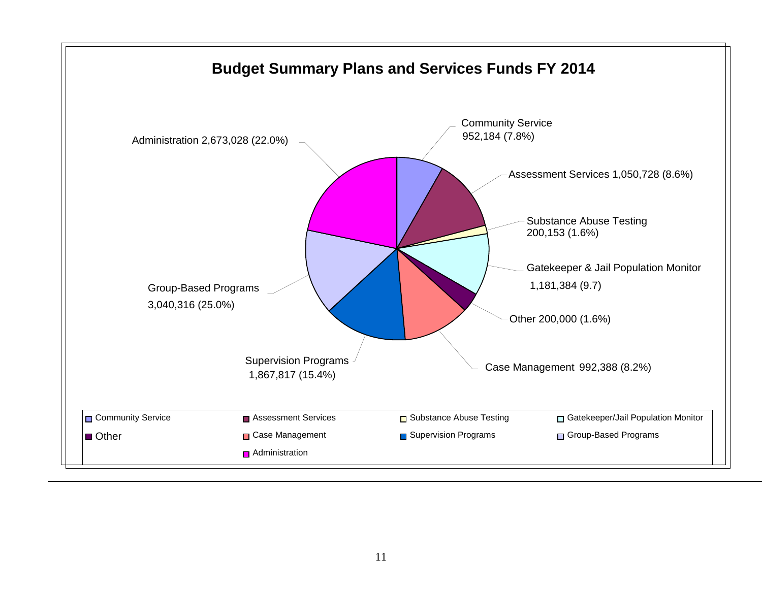## Budget Summary Plans and Services Funds FY 2014

- Community Service 952,184 (7.8%)
- Assessment Services 1,050,728 (8.6%)
- Substance Abuse Testing 200,153 (1.6%)
- Gatekeeper & Jail Population Monitor 1,181,384 (9.7)
- Other 200,000 (1.6%)
- Case Management 992,388 (8.2%)
- Supervision Programs 1,867,817 (15.4%)
- Group-Based Programs 3,040,316 (25.0%)
- Administration 2,673,028 (22.0%)

Legend: Community Service, Assessment Services, Substance Abuse Testing, Gatekeeper/Jail Population Monitor, Other, Case Management, Supervision Programs, Group-Based Programs, Administration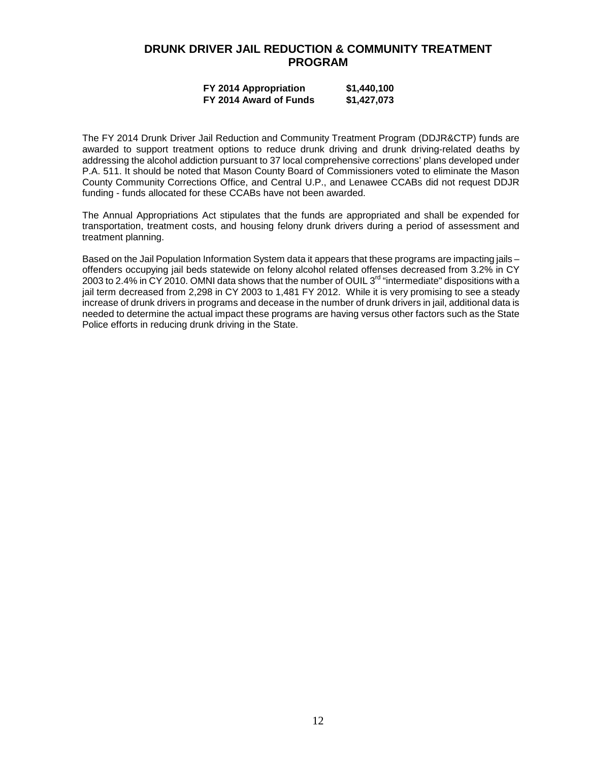## DRUNK DRIVER JAIL REDUCTION & COMMUNITY TREATMENT PROGRAM

| | |
|---|---|
| **FY 2014 Appropriation** | **$1,440,100** |
| **FY 2014 Award of Funds** | **$1,427,073** |

The FY 2014 Drunk Driver Jail Reduction and Community Treatment Program (DDJR&CTP) funds are awarded to support treatment options to reduce drunk driving and drunk driving-related deaths by addressing the alcohol addiction pursuant to 37 local comprehensive corrections' plans developed under P.A. 511. It should be noted that Mason County Board of Commissioners voted to eliminate the Mason County Community Corrections Office, and Central U.P., and Lenawee CCABs did not request DDJR funding - funds allocated for these CCABs have not been awarded.

The Annual Appropriations Act stipulates that the funds are appropriated and shall be expended for transportation, treatment costs, and housing felony drunk drivers during a period of assessment and treatment planning.

Based on the Jail Population Information System data it appears that these programs are impacting jails – offenders occupying jail beds statewide on felony alcohol related offenses decreased from 3.2% in CY 2003 to 2.4% in CY 2010. OMNI data shows that the number of OUIL 3rd "intermediate" dispositions with a jail term decreased from 2,298 in CY 2003 to 1,481 FY 2012. While it is very promising to see a steady increase of drunk drivers in programs and decease in the number of drunk drivers in jail, additional data is needed to determine the actual impact these programs are having versus other factors such as the State Police efforts in reducing drunk driving in the State.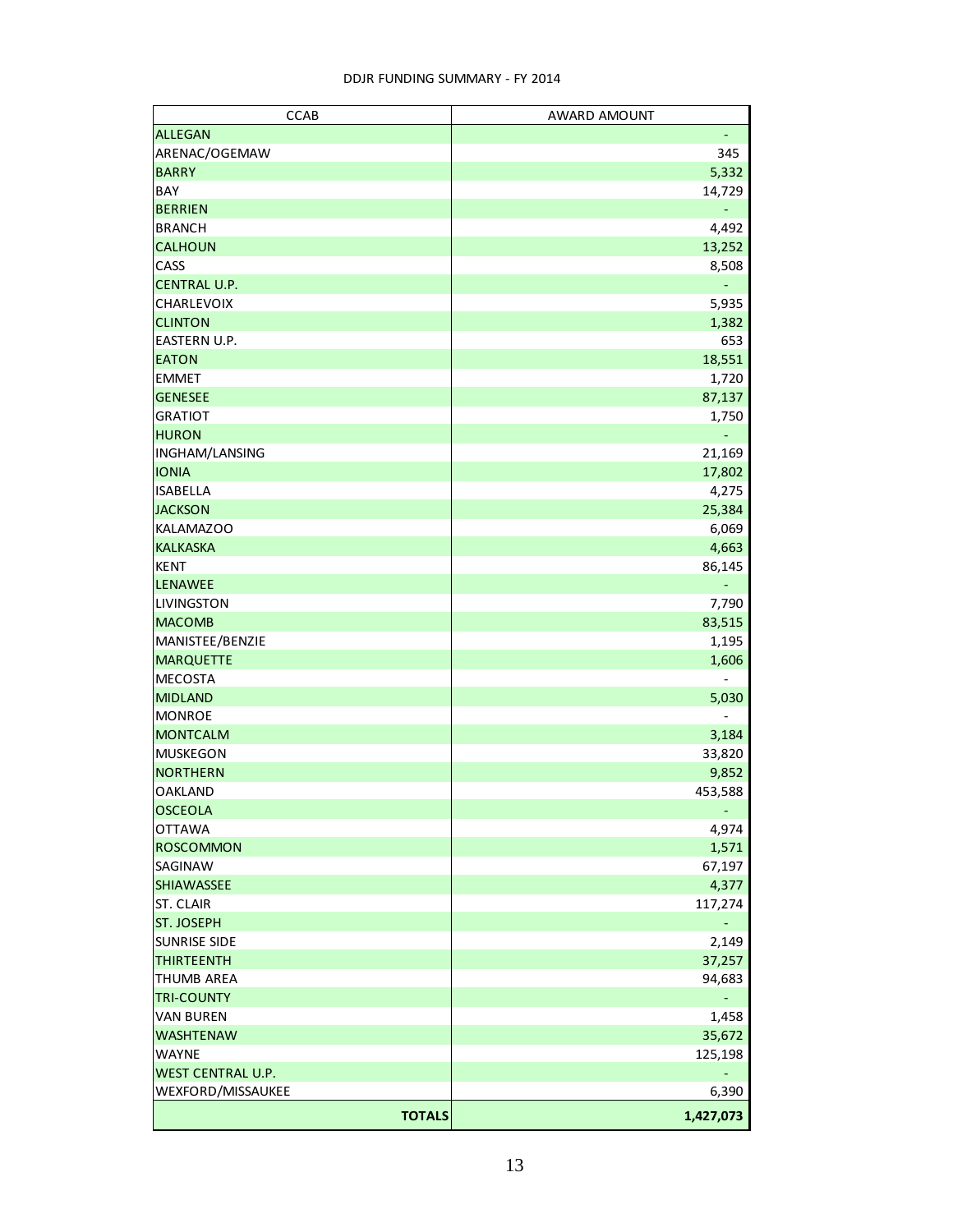DDJR FUNDING SUMMARY - FY 2014

| CCAB | AWARD AMOUNT |
|---|---|
| ALLEGAN | - |
| ARENAC/OGEMAW | 345 |
| BARRY | 5,332 |
| BAY | 14,729 |
| BERRIEN | - |
| BRANCH | 4,492 |
| CALHOUN | 13,252 |
| CASS | 8,508 |
| CENTRAL U.P. | - |
| CHARLEVOIX | 5,935 |
| CLINTON | 1,382 |
| EASTERN U.P. | 653 |
| EATON | 18,551 |
| EMMET | 1,720 |
| GENESEE | 87,137 |
| GRATIOT | 1,750 |
| HURON | - |
| INGHAM/LANSING | 21,169 |
| IONIA | 17,802 |
| ISABELLA | 4,275 |
| JACKSON | 25,384 |
| KALAMAZOO | 6,069 |
| KALKASKA | 4,663 |
| KENT | 86,145 |
| LENAWEE | - |
| LIVINGSTON | 7,790 |
| MACOMB | 83,515 |
| MANISTEE/BENZIE | 1,195 |
| MARQUETTE | 1,606 |
| MECOSTA | - |
| MIDLAND | 5,030 |
| MONROE | - |
| MONTCALM | 3,184 |
| MUSKEGON | 33,820 |
| NORTHERN | 9,852 |
| OAKLAND | 453,588 |
| OSCEOLA | - |
| OTTAWA | 4,974 |
| ROSCOMMON | 1,571 |
| SAGINAW | 67,197 |
| SHIAWASSEE | 4,377 |
| ST. CLAIR | 117,274 |
| ST. JOSEPH | - |
| SUNRISE SIDE | 2,149 |
| THIRTEENTH | 37,257 |
| THUMB AREA | 94,683 |
| TRI-COUNTY | - |
| VAN BUREN | 1,458 |
| WASHTENAW | 35,672 |
| WAYNE | 125,198 |
| WEST CENTRAL U.P. | - |
| WEXFORD/MISSAUKEE | 6,390 |
| **TOTALS** | **1,427,073** |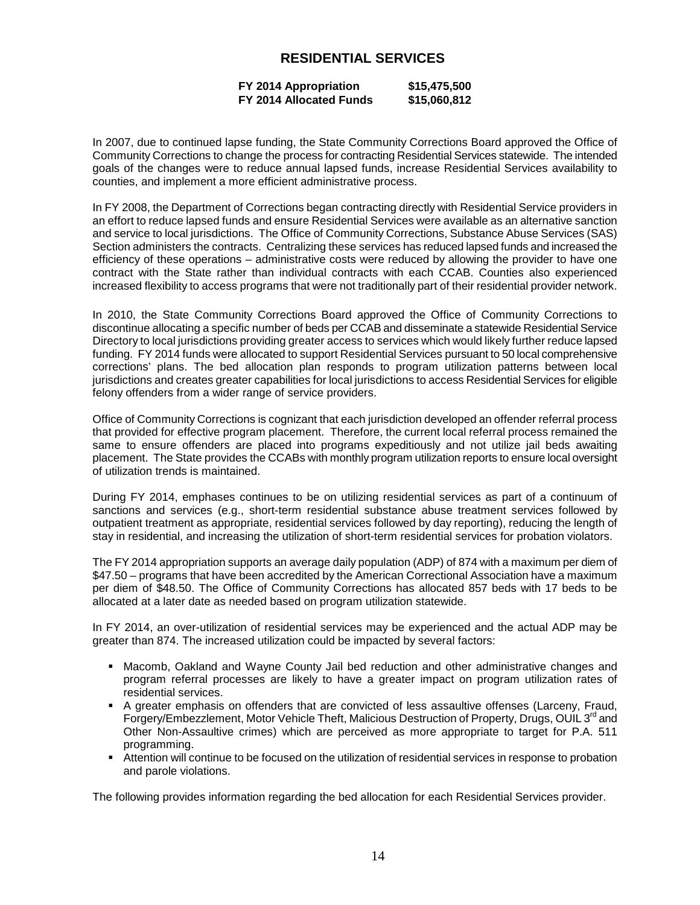# RESIDENTIAL SERVICES

| | |
|---|---|
| **FY 2014 Appropriation** | **$15,475,500** |
| **FY 2014 Allocated Funds** | **$15,060,812** |

In 2007, due to continued lapse funding, the State Community Corrections Board approved the Office of Community Corrections to change the process for contracting Residential Services statewide. The intended goals of the changes were to reduce annual lapsed funds, increase Residential Services availability to counties, and implement a more efficient administrative process.

In FY 2008, the Department of Corrections began contracting directly with Residential Service providers in an effort to reduce lapsed funds and ensure Residential Services were available as an alternative sanction and service to local jurisdictions. The Office of Community Corrections, Substance Abuse Services (SAS) Section administers the contracts. Centralizing these services has reduced lapsed funds and increased the efficiency of these operations – administrative costs were reduced by allowing the provider to have one contract with the State rather than individual contracts with each CCAB. Counties also experienced increased flexibility to access programs that were not traditionally part of their residential provider network.

In 2010, the State Community Corrections Board approved the Office of Community Corrections to discontinue allocating a specific number of beds per CCAB and disseminate a statewide Residential Service Directory to local jurisdictions providing greater access to services which would likely further reduce lapsed funding. FY 2014 funds were allocated to support Residential Services pursuant to 50 local comprehensive corrections' plans. The bed allocation plan responds to program utilization patterns between local jurisdictions and creates greater capabilities for local jurisdictions to access Residential Services for eligible felony offenders from a wider range of service providers.

Office of Community Corrections is cognizant that each jurisdiction developed an offender referral process that provided for effective program placement. Therefore, the current local referral process remained the same to ensure offenders are placed into programs expeditiously and not utilize jail beds awaiting placement. The State provides the CCABs with monthly program utilization reports to ensure local oversight of utilization trends is maintained.

During FY 2014, emphases continues to be on utilizing residential services as part of a continuum of sanctions and services (e.g., short-term residential substance abuse treatment services followed by outpatient treatment as appropriate, residential services followed by day reporting), reducing the length of stay in residential, and increasing the utilization of short-term residential services for probation violators.

The FY 2014 appropriation supports an average daily population (ADP) of 874 with a maximum per diem of $47.50 – programs that have been accredited by the American Correctional Association have a maximum per diem of $48.50. The Office of Community Corrections has allocated 857 beds with 17 beds to be allocated at a later date as needed based on program utilization statewide.

In FY 2014, an over-utilization of residential services may be experienced and the actual ADP may be greater than 874. The increased utilization could be impacted by several factors:

- Macomb, Oakland and Wayne County Jail bed reduction and other administrative changes and program referral processes are likely to have a greater impact on program utilization rates of residential services.
- A greater emphasis on offenders that are convicted of less assaultive offenses (Larceny, Fraud, Forgery/Embezzlement, Motor Vehicle Theft, Malicious Destruction of Property, Drugs, OUIL 3rd and Other Non-Assaultive crimes) which are perceived as more appropriate to target for P.A. 511 programming.
- Attention will continue to be focused on the utilization of residential services in response to probation and parole violations.

The following provides information regarding the bed allocation for each Residential Services provider.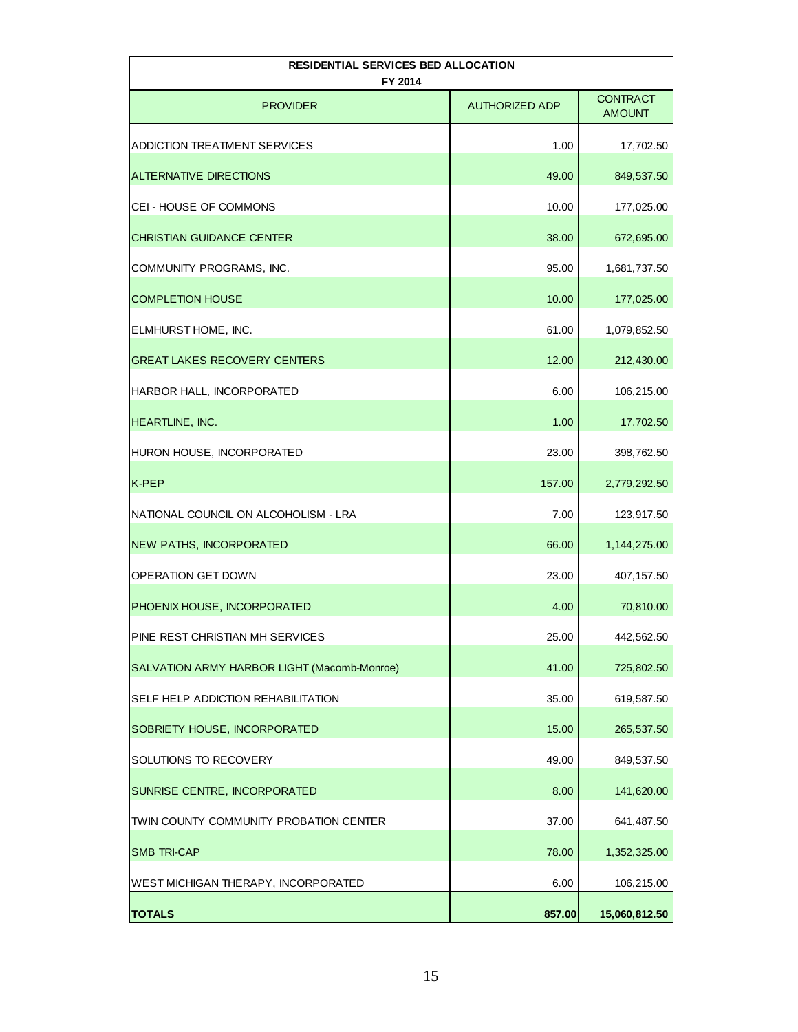| RESIDENTIAL SERVICES BED ALLOCATION FY 2014 | | |
|---|---|---|
| PROVIDER | AUTHORIZED ADP | CONTRACT AMOUNT |
| ADDICTION TREATMENT SERVICES | 1.00 | 17,702.50 |
| ALTERNATIVE DIRECTIONS | 49.00 | 849,537.50 |
| CEI - HOUSE OF COMMONS | 10.00 | 177,025.00 |
| CHRISTIAN GUIDANCE CENTER | 38.00 | 672,695.00 |
| COMMUNITY PROGRAMS, INC. | 95.00 | 1,681,737.50 |
| COMPLETION HOUSE | 10.00 | 177,025.00 |
| ELMHURST HOME, INC. | 61.00 | 1,079,852.50 |
| GREAT LAKES RECOVERY CENTERS | 12.00 | 212,430.00 |
| HARBOR HALL, INCORPORATED | 6.00 | 106,215.00 |
| HEARTLINE, INC. | 1.00 | 17,702.50 |
| HURON HOUSE, INCORPORATED | 23.00 | 398,762.50 |
| K-PEP | 157.00 | 2,779,292.50 |
| NATIONAL COUNCIL ON ALCOHOLISM - LRA | 7.00 | 123,917.50 |
| NEW PATHS, INCORPORATED | 66.00 | 1,144,275.00 |
| OPERATION GET DOWN | 23.00 | 407,157.50 |
| PHOENIX HOUSE, INCORPORATED | 4.00 | 70,810.00 |
| PINE REST CHRISTIAN MH SERVICES | 25.00 | 442,562.50 |
| SALVATION ARMY HARBOR LIGHT (Macomb-Monroe) | 41.00 | 725,802.50 |
| SELF HELP ADDICTION REHABILITATION | 35.00 | 619,587.50 |
| SOBRIETY HOUSE, INCORPORATED | 15.00 | 265,537.50 |
| SOLUTIONS TO RECOVERY | 49.00 | 849,537.50 |
| SUNRISE CENTRE, INCORPORATED | 8.00 | 141,620.00 |
| TWIN COUNTY COMMUNITY PROBATION CENTER | 37.00 | 641,487.50 |
| SMB TRI-CAP | 78.00 | 1,352,325.00 |
| WEST MICHIGAN THERAPY, INCORPORATED | 6.00 | 106,215.00 |
| **TOTALS** | **857.00** | **15,060,812.50** |